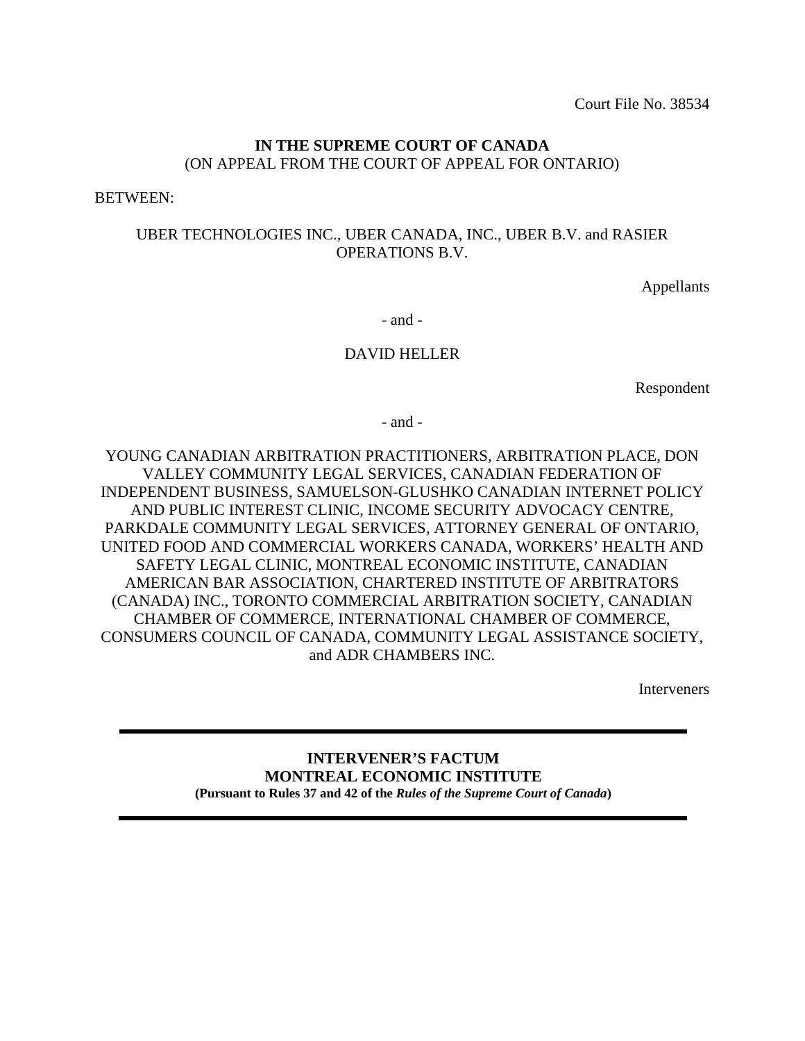Court File No. 38534

**IN THE SUPREME COURT OF CANADA**
(ON APPEAL FROM THE COURT OF APPEAL FOR ONTARIO)

BETWEEN:

UBER TECHNOLOGIES INC., UBER CANADA, INC., UBER B.V. and RASIER OPERATIONS B.V.

Appellants

- and -

DAVID HELLER

Respondent

- and -

YOUNG CANADIAN ARBITRATION PRACTITIONERS, ARBITRATION PLACE, DON VALLEY COMMUNITY LEGAL SERVICES, CANADIAN FEDERATION OF INDEPENDENT BUSINESS, SAMUELSON-GLUSHKO CANADIAN INTERNET POLICY AND PUBLIC INTEREST CLINIC, INCOME SECURITY ADVOCACY CENTRE, PARKDALE COMMUNITY LEGAL SERVICES, ATTORNEY GENERAL OF ONTARIO, UNITED FOOD AND COMMERCIAL WORKERS CANADA, WORKERS' HEALTH AND SAFETY LEGAL CLINIC, MONTREAL ECONOMIC INSTITUTE, CANADIAN AMERICAN BAR ASSOCIATION, CHARTERED INSTITUTE OF ARBITRATORS (CANADA) INC., TORONTO COMMERCIAL ARBITRATION SOCIETY, CANADIAN CHAMBER OF COMMERCE, INTERNATIONAL CHAMBER OF COMMERCE, CONSUMERS COUNCIL OF CANADA, COMMUNITY LEGAL ASSISTANCE SOCIETY, and ADR CHAMBERS INC.

Interveners

---

**INTERVENER'S FACTUM**
**MONTREAL ECONOMIC INSTITUTE**
**(Pursuant to Rules 37 and 42 of the *Rules of the Supreme Court of Canada*)**

---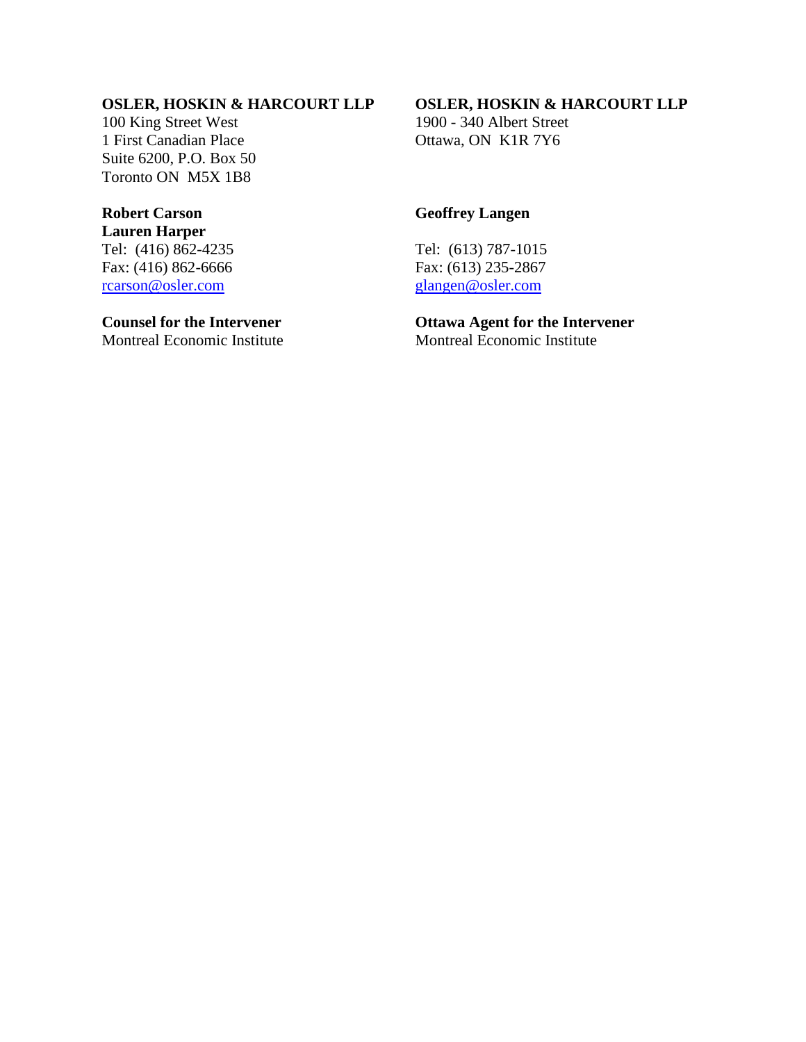**OSLER, HOSKIN & HARCOURT LLP**
100 King Street West
1 First Canadian Place
Suite 6200, P.O. Box 50
Toronto ON M5X 1B8

**Robert Carson**
**Lauren Harper**
Tel: (416) 862-4235
Fax: (416) 862-6666
rcarson@osler.com

**Counsel for the Intervener**
Montreal Economic Institute

**OSLER, HOSKIN & HARCOURT LLP**
1900 - 340 Albert Street
Ottawa, ON K1R 7Y6

**Geoffrey Langen**
Tel: (613) 787-1015
Fax: (613) 235-2867
glangen@osler.com

**Ottawa Agent for the Intervener**
Montreal Economic Institute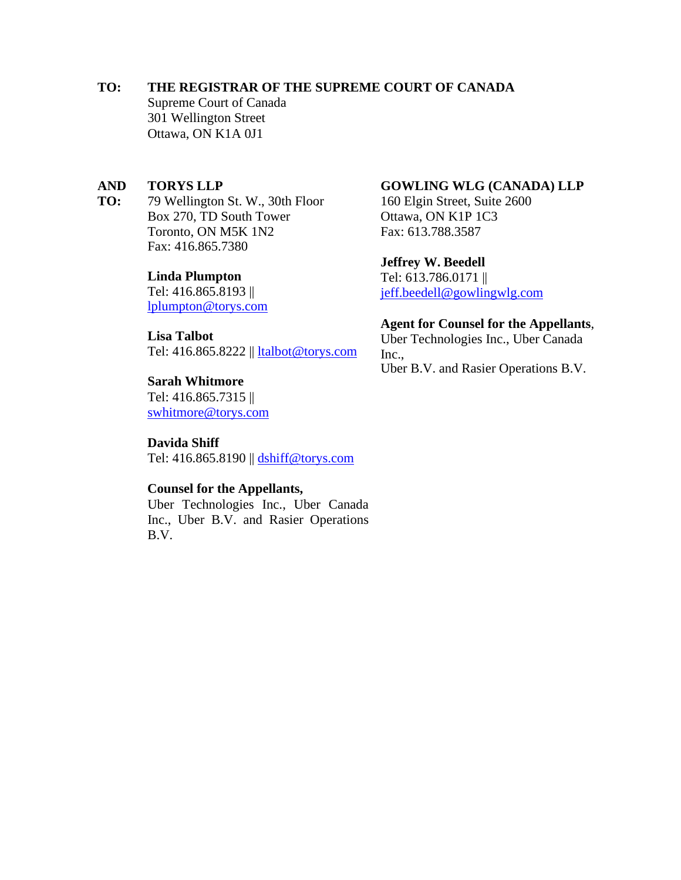**TO:** **THE REGISTRAR OF THE SUPREME COURT OF CANADA**
Supreme Court of Canada
301 Wellington Street
Ottawa, ON K1A 0J1

**AND TO:** **TORYS LLP**
79 Wellington St. W., 30th Floor
Box 270, TD South Tower
Toronto, ON M5K 1N2
Fax: 416.865.7380

**Linda Plumpton**
Tel: 416.865.8193 || lplumpton@torys.com

**Lisa Talbot**
Tel: 416.865.8222 || ltalbot@torys.com

**Sarah Whitmore**
Tel: 416.865.7315 || swhitmore@torys.com

**Davida Shiff**
Tel: 416.865.8190 || dshiff@torys.com

**Counsel for the Appellants,**
Uber Technologies Inc., Uber Canada Inc., Uber B.V. and Rasier Operations B.V.

**GOWLING WLG (CANADA) LLP**
160 Elgin Street, Suite 2600
Ottawa, ON K1P 1C3
Fax: 613.788.3587

**Jeffrey W. Beedell**
Tel: 613.786.0171 || jeff.beedell@gowlingwlg.com

**Agent for Counsel for the Appellants**,
Uber Technologies Inc., Uber Canada Inc.,
Uber B.V. and Rasier Operations B.V.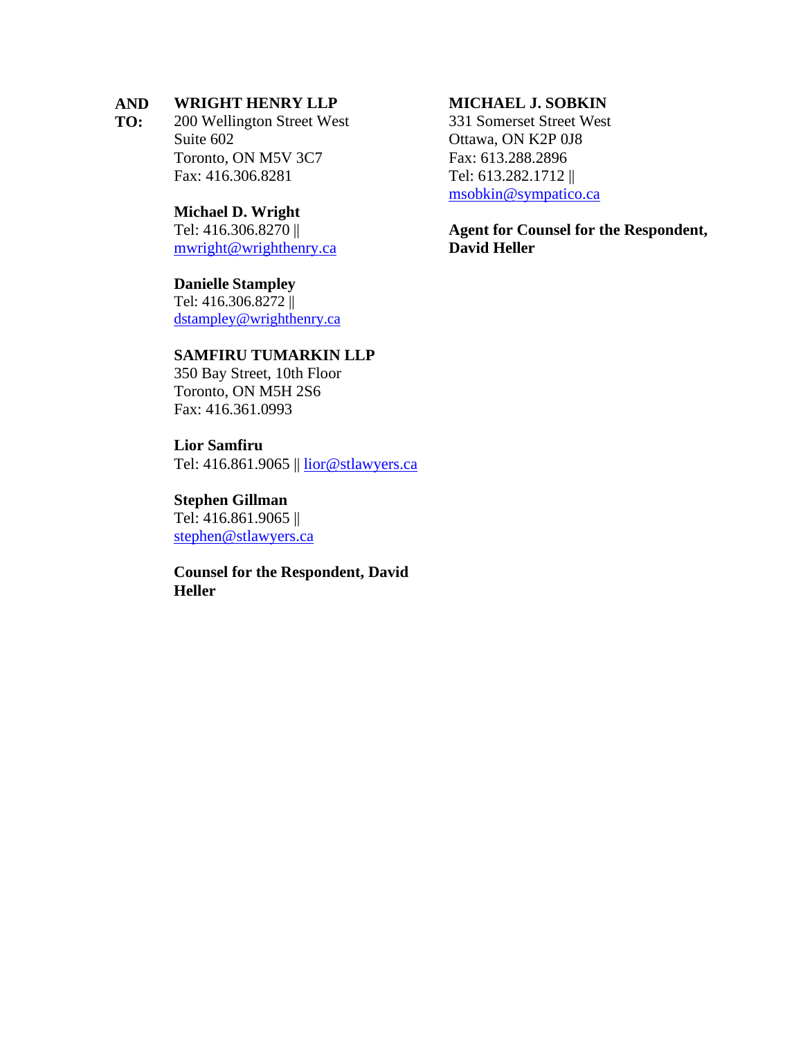**AND TO:**

**WRIGHT HENRY LLP**
200 Wellington Street West
Suite 602
Toronto, ON M5V 3C7
Fax: 416.306.8281

**Michael D. Wright**
Tel: 416.306.8270 ||
mwright@wrighthenry.ca

**Danielle Stampley**
Tel: 416.306.8272 ||
dstampley@wrighthenry.ca

**SAMFIRU TUMARKIN LLP**
350 Bay Street, 10th Floor
Toronto, ON M5H 2S6
Fax: 416.361.0993

**Lior Samfiru**
Tel: 416.861.9065 || lior@stlawyers.ca

**Stephen Gillman**
Tel: 416.861.9065 ||
stephen@stlawyers.ca

**Counsel for the Respondent, David Heller**

**MICHAEL J. SOBKIN**
331 Somerset Street West
Ottawa, ON K2P 0J8
Fax: 613.288.2896
Tel: 613.282.1712 ||
msobkin@sympatico.ca

**Agent for Counsel for the Respondent, David Heller**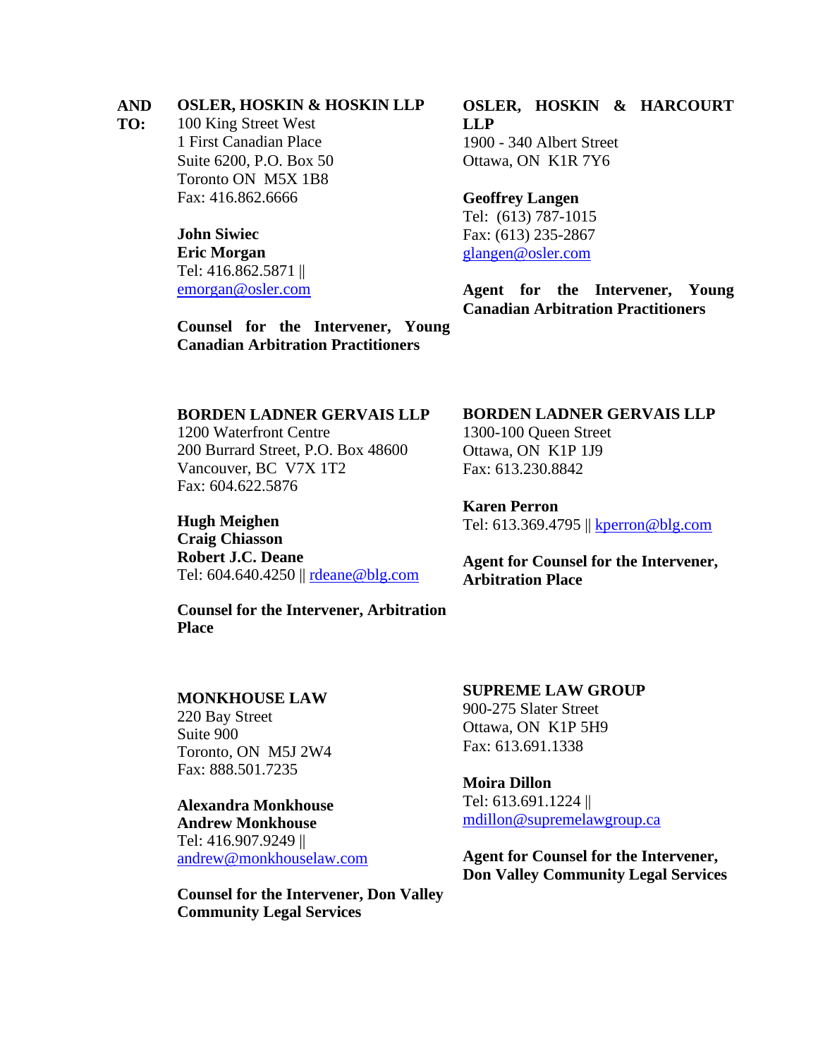**AND TO:**

**OSLER, HOSKIN & HOSKIN LLP**
100 King Street West
1 First Canadian Place
Suite 6200, P.O. Box 50
Toronto ON M5X 1B8
Fax: 416.862.6666

**John Siwiec**
**Eric Morgan**
Tel: 416.862.5871 ||
emorgan@osler.com

**Counsel for the Intervener, Young Canadian Arbitration Practitioners**

**OSLER, HOSKIN & HARCOURT LLP**
1900 - 340 Albert Street
Ottawa, ON K1R 7Y6

**Geoffrey Langen**
Tel: (613) 787-1015
Fax: (613) 235-2867
glangen@osler.com

**Agent for the Intervener, Young Canadian Arbitration Practitioners**

**BORDEN LADNER GERVAIS LLP**
1200 Waterfront Centre
200 Burrard Street, P.O. Box 48600
Vancouver, BC V7X 1T2
Fax: 604.622.5876

**Hugh Meighen**
**Craig Chiasson**
**Robert J.C. Deane**
Tel: 604.640.4250 || rdeane@blg.com

**Counsel for the Intervener, Arbitration Place**

**BORDEN LADNER GERVAIS LLP**
1300-100 Queen Street
Ottawa, ON K1P 1J9
Fax: 613.230.8842

**Karen Perron**
Tel: 613.369.4795 || kperron@blg.com

**Agent for Counsel for the Intervener, Arbitration Place**

**MONKHOUSE LAW**
220 Bay Street
Suite 900
Toronto, ON M5J 2W4
Fax: 888.501.7235

**Alexandra Monkhouse**
**Andrew Monkhouse**
Tel: 416.907.9249 ||
andrew@monkhouselaw.com

**Counsel for the Intervener, Don Valley Community Legal Services**

**SUPREME LAW GROUP**
900-275 Slater Street
Ottawa, ON K1P 5H9
Fax: 613.691.1338

**Moira Dillon**
Tel: 613.691.1224 ||
mdillon@supremelawgroup.ca

**Agent for Counsel for the Intervener, Don Valley Community Legal Services**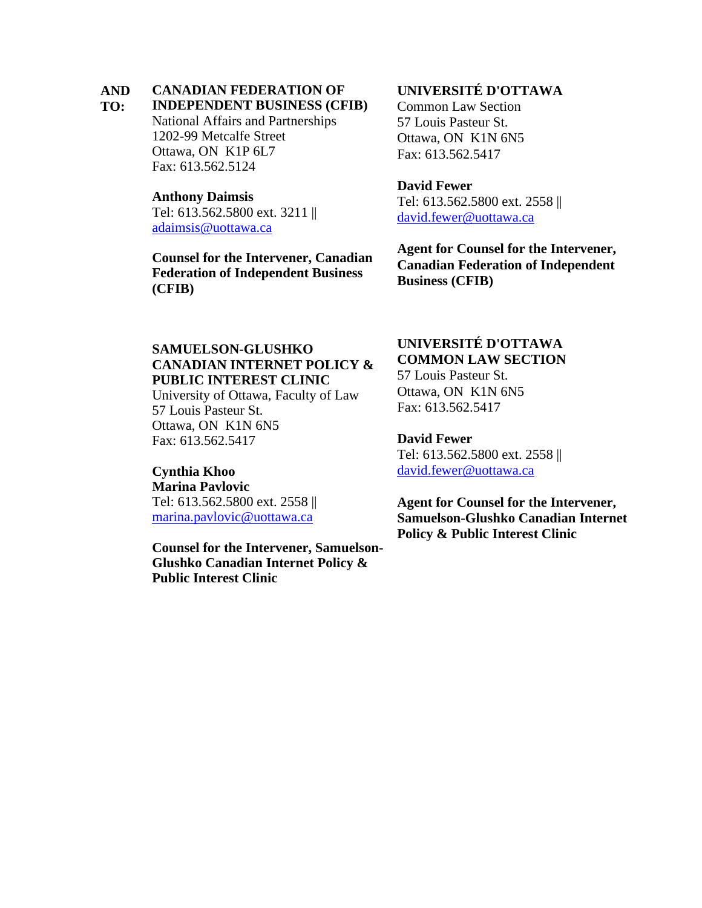**AND TO:**

**CANADIAN FEDERATION OF INDEPENDENT BUSINESS (CFIB)**
National Affairs and Partnerships
1202-99 Metcalfe Street
Ottawa, ON  K1P 6L7
Fax: 613.562.5124

**Anthony Daimsis**
Tel: 613.562.5800 ext. 3211 ||
adaimsis@uottawa.ca

**Counsel for the Intervener, Canadian Federation of Independent Business (CFIB)**

**UNIVERSITÉ D'OTTAWA**
Common Law Section
57 Louis Pasteur St.
Ottawa, ON  K1N 6N5
Fax: 613.562.5417

**David Fewer**
Tel: 613.562.5800 ext. 2558 ||
david.fewer@uottawa.ca

**Agent for Counsel for the Intervener, Canadian Federation of Independent Business (CFIB)**

**SAMUELSON-GLUSHKO CANADIAN INTERNET POLICY & PUBLIC INTEREST CLINIC**
University of Ottawa, Faculty of Law
57 Louis Pasteur St.
Ottawa, ON  K1N 6N5
Fax: 613.562.5417

**Cynthia Khoo**
**Marina Pavlovic**
Tel: 613.562.5800 ext. 2558 ||
marina.pavlovic@uottawa.ca

**Counsel for the Intervener, Samuelson-Glushko Canadian Internet Policy & Public Interest Clinic**

**UNIVERSITÉ D'OTTAWA COMMON LAW SECTION**
57 Louis Pasteur St.
Ottawa, ON  K1N 6N5
Fax: 613.562.5417

**David Fewer**
Tel: 613.562.5800 ext. 2558 ||
david.fewer@uottawa.ca

**Agent for Counsel for the Intervener, Samuelson-Glushko Canadian Internet Policy & Public Interest Clinic**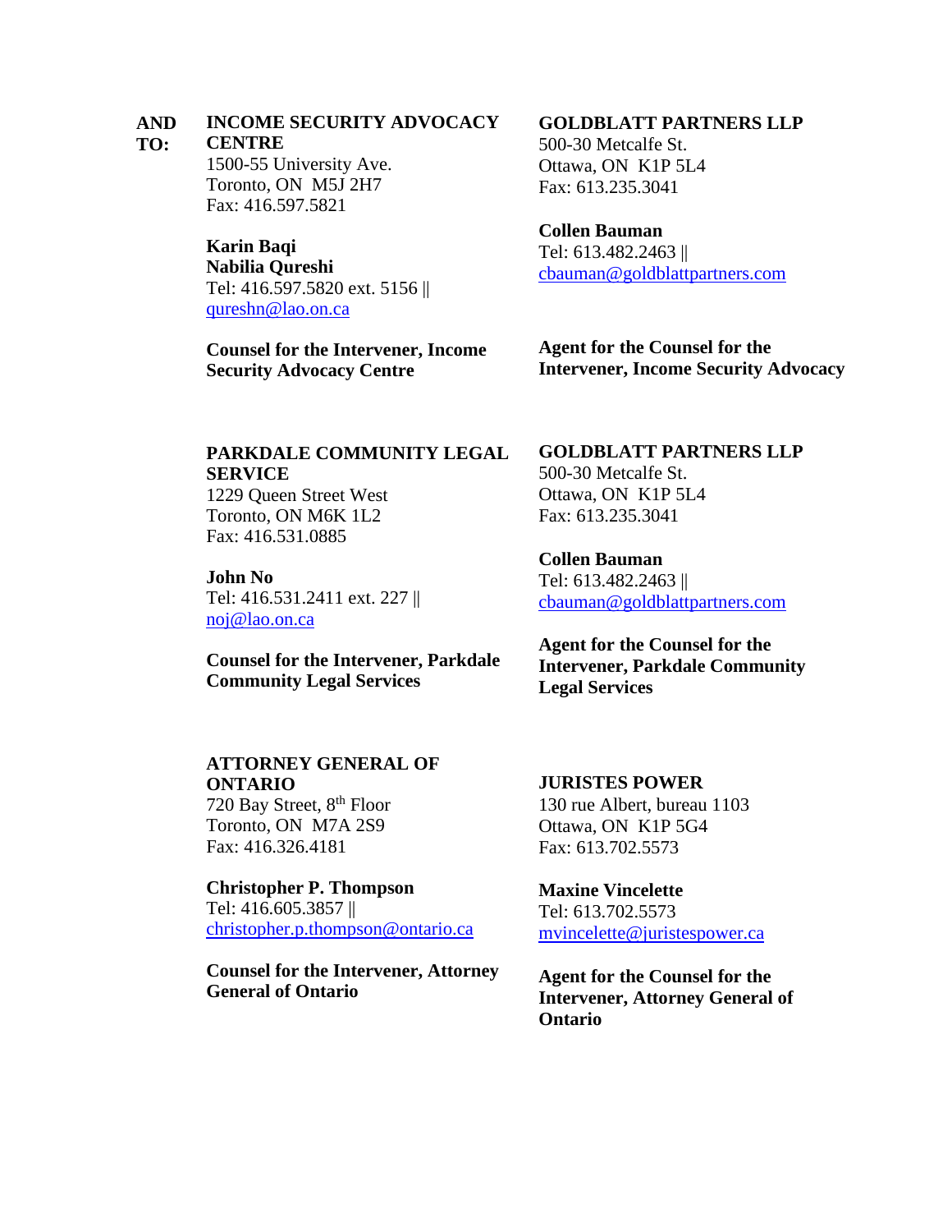**AND TO:**

**INCOME SECURITY ADVOCACY CENTRE**
1500-55 University Ave.
Toronto, ON M5J 2H7
Fax: 416.597.5821

**Karin Baqi**
**Nabilia Qureshi**
Tel: 416.597.5820 ext. 5156 ||
qureshn@lao.on.ca

**Counsel for the Intervener, Income Security Advocacy Centre**

**GOLDBLATT PARTNERS LLP**
500-30 Metcalfe St.
Ottawa, ON K1P 5L4
Fax: 613.235.3041

**Collen Bauman**
Tel: 613.482.2463 ||
cbauman@goldblattpartners.com

**Agent for the Counsel for the Intervener, Income Security Advocacy**

**PARKDALE COMMUNITY LEGAL SERVICE**
1229 Queen Street West
Toronto, ON M6K 1L2
Fax: 416.531.0885

**John No**
Tel: 416.531.2411 ext. 227 ||
noj@lao.on.ca

**Counsel for the Intervener, Parkdale Community Legal Services**

**GOLDBLATT PARTNERS LLP**
500-30 Metcalfe St.
Ottawa, ON K1P 5L4
Fax: 613.235.3041

**Collen Bauman**
Tel: 613.482.2463 ||
cbauman@goldblattpartners.com

**Agent for the Counsel for the Intervener, Parkdale Community Legal Services**

**ATTORNEY GENERAL OF ONTARIO**
720 Bay Street, 8th Floor
Toronto, ON M7A 2S9
Fax: 416.326.4181

**Christopher P. Thompson**
Tel: 416.605.3857 ||
christopher.p.thompson@ontario.ca

**Counsel for the Intervener, Attorney General of Ontario**

**JURISTES POWER**
130 rue Albert, bureau 1103
Ottawa, ON K1P 5G4
Fax: 613.702.5573

**Maxine Vincelette**
Tel: 613.702.5573
mvincelette@juristespower.ca

**Agent for the Counsel for the Intervener, Attorney General of Ontario**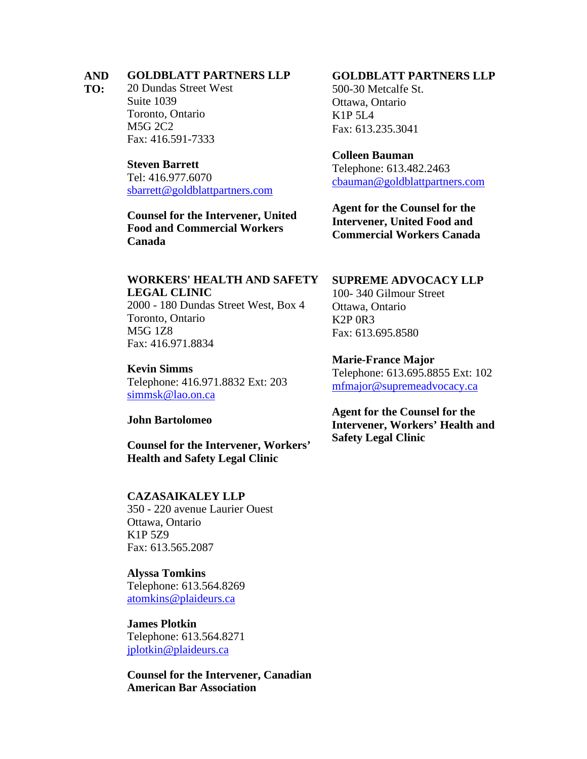**AND TO:**

**GOLDBLATT PARTNERS LLP**
20 Dundas Street West
Suite 1039
Toronto, Ontario
M5G 2C2
Fax: 416.591-7333

**Steven Barrett**
Tel: 416.977.6070
sbarrett@goldblattpartners.com

**Counsel for the Intervener, United Food and Commercial Workers Canada**

**GOLDBLATT PARTNERS LLP**
500-30 Metcalfe St.
Ottawa, Ontario
K1P 5L4
Fax: 613.235.3041

**Colleen Bauman**
Telephone: 613.482.2463
cbauman@goldblattpartners.com

**Agent for the Counsel for the Intervener, United Food and Commercial Workers Canada**

**WORKERS' HEALTH AND SAFETY LEGAL CLINIC**
2000 - 180 Dundas Street West, Box 4
Toronto, Ontario
M5G 1Z8
Fax: 416.971.8834

**Kevin Simms**
Telephone: 416.971.8832 Ext: 203
simmsk@lao.on.ca

**John Bartolomeo**

**Counsel for the Intervener, Workers' Health and Safety Legal Clinic**

**SUPREME ADVOCACY LLP**
100- 340 Gilmour Street
Ottawa, Ontario
K2P 0R3
Fax: 613.695.8580

**Marie-France Major**
Telephone: 613.695.8855 Ext: 102
mfmajor@supremeadvocacy.ca

**Agent for the Counsel for the Intervener, Workers' Health and Safety Legal Clinic**

**CAZASAIKALEY LLP**
350 - 220 avenue Laurier Ouest
Ottawa, Ontario
K1P 5Z9
Fax: 613.565.2087

**Alyssa Tomkins**
Telephone: 613.564.8269
atomkins@plaideurs.ca

**James Plotkin**
Telephone: 613.564.8271
jplotkin@plaideurs.ca

**Counsel for the Intervener, Canadian American Bar Association**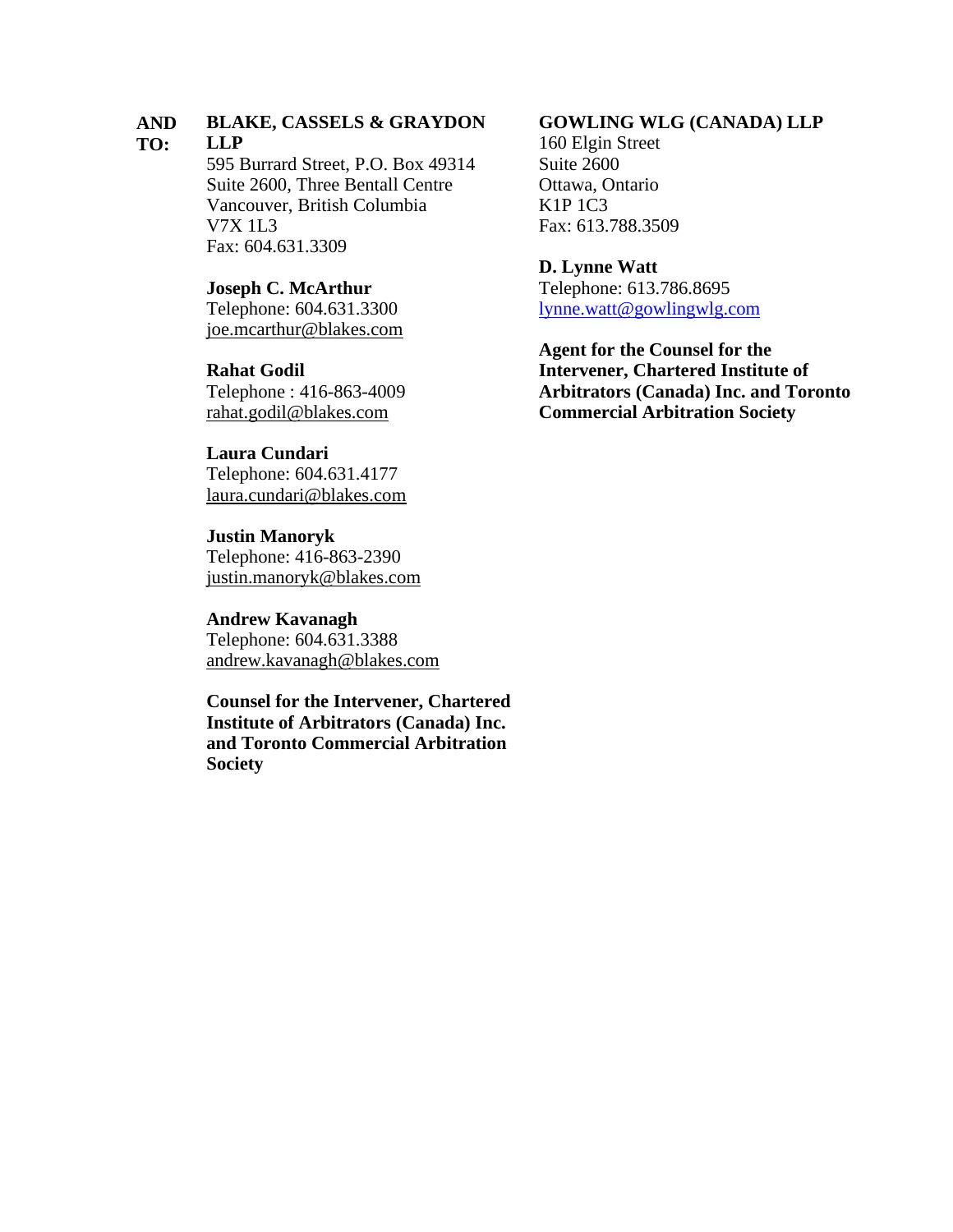**AND TO:**

**BLAKE, CASSELS & GRAYDON LLP**
595 Burrard Street, P.O. Box 49314
Suite 2600, Three Bentall Centre
Vancouver, British Columbia
V7X 1L3
Fax: 604.631.3309

**Joseph C. McArthur**
Telephone: 604.631.3300
joe.mcarthur@blakes.com

**Rahat Godil**
Telephone : 416-863-4009
rahat.godil@blakes.com

**Laura Cundari**
Telephone: 604.631.4177
laura.cundari@blakes.com

**Justin Manoryk**
Telephone: 416-863-2390
justin.manoryk@blakes.com

**Andrew Kavanagh**
Telephone: 604.631.3388
andrew.kavanagh@blakes.com

**Counsel for the Intervener, Chartered Institute of Arbitrators (Canada) Inc. and Toronto Commercial Arbitration Society**

**GOWLING WLG (CANADA) LLP**
160 Elgin Street
Suite 2600
Ottawa, Ontario
K1P 1C3
Fax: 613.788.3509

**D. Lynne Watt**
Telephone: 613.786.8695
lynne.watt@gowlingwlg.com

**Agent for the Counsel for the Intervener, Chartered Institute of Arbitrators (Canada) Inc. and Toronto Commercial Arbitration Society**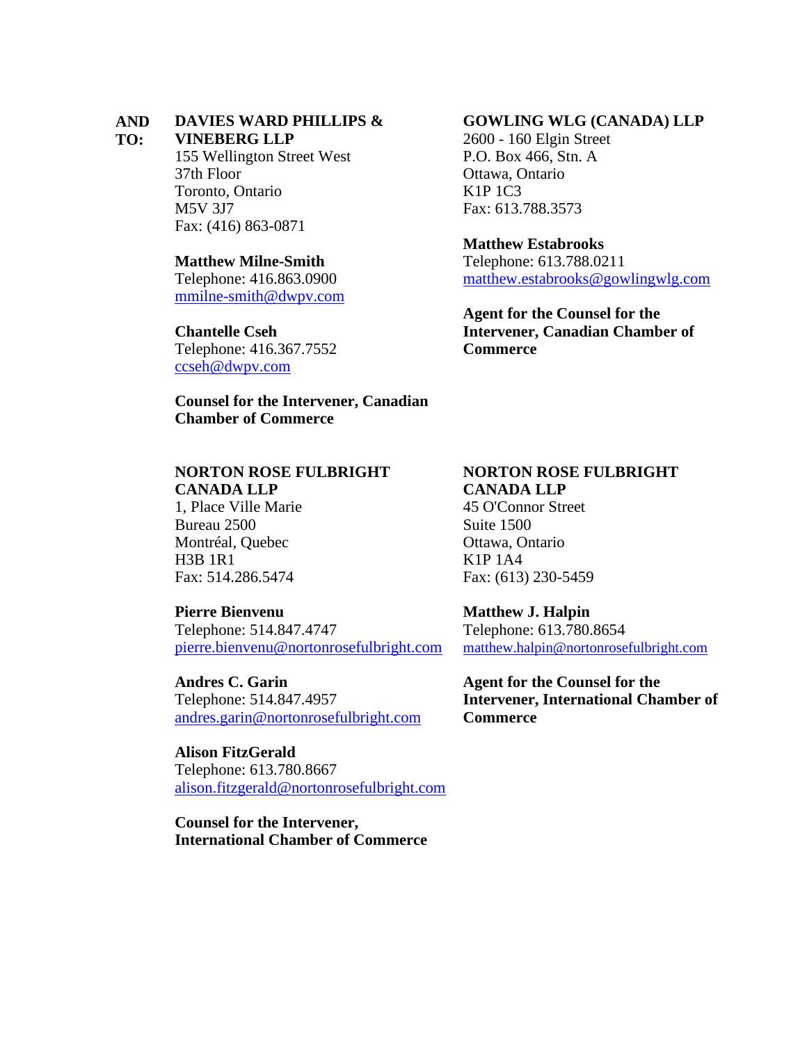**AND TO:**

**DAVIES WARD PHILLIPS & VINEBERG LLP**
155 Wellington Street West
37th Floor
Toronto, Ontario
M5V 3J7
Fax: (416) 863-0871

**Matthew Milne-Smith**
Telephone: 416.863.0900
mmilne-smith@dwpv.com

**Chantelle Cseh**
Telephone: 416.367.7552
ccseh@dwpv.com

**Counsel for the Intervener, Canadian Chamber of Commerce**

**GOWLING WLG (CANADA) LLP**
2600 - 160 Elgin Street
P.O. Box 466, Stn. A
Ottawa, Ontario
K1P 1C3
Fax: 613.788.3573

**Matthew Estabrooks**
Telephone: 613.788.0211
matthew.estabrooks@gowlingwlg.com

**Agent for the Counsel for the Intervener, Canadian Chamber of Commerce**

**NORTON ROSE FULBRIGHT CANADA LLP**
1, Place Ville Marie
Bureau 2500
Montréal, Quebec
H3B 1R1
Fax: 514.286.5474

**Pierre Bienvenu**
Telephone: 514.847.4747
pierre.bienvenu@nortonrosefulbright.com

**Andres C. Garin**
Telephone: 514.847.4957
andres.garin@nortonrosefulbright.com

**Alison FitzGerald**
Telephone: 613.780.8667
alison.fitzgerald@nortonrosefulbright.com

**Counsel for the Intervener, International Chamber of Commerce**

**NORTON ROSE FULBRIGHT CANADA LLP**
45 O'Connor Street
Suite 1500
Ottawa, Ontario
K1P 1A4
Fax: (613) 230-5459

**Matthew J. Halpin**
Telephone: 613.780.8654
matthew.halpin@nortonrosefulbright.com

**Agent for the Counsel for the Intervener, International Chamber of Commerce**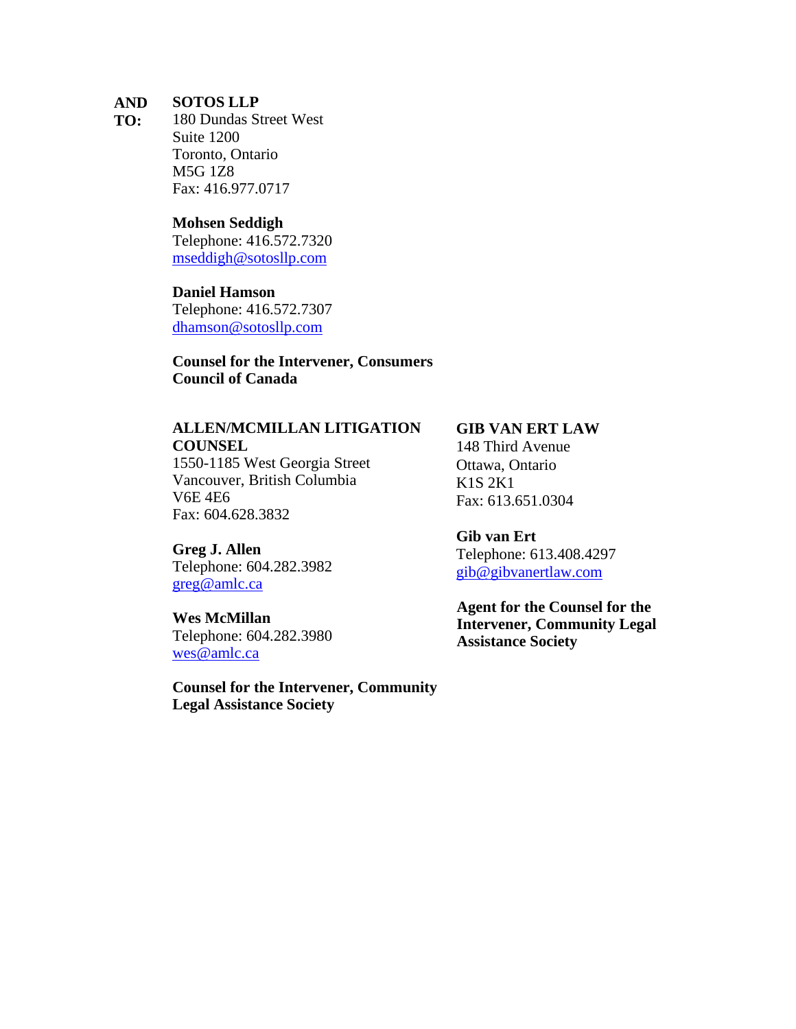**AND TO:** **SOTOS LLP**
180 Dundas Street West
Suite 1200
Toronto, Ontario
M5G 1Z8
Fax: 416.977.0717

**Mohsen Seddigh**
Telephone: 416.572.7320
mseddigh@sotosllp.com

**Daniel Hamson**
Telephone: 416.572.7307
dhamson@sotosllp.com

**Counsel for the Intervener, Consumers Council of Canada**

**ALLEN/MCMILLAN LITIGATION COUNSEL**
1550-1185 West Georgia Street
Vancouver, British Columbia
V6E 4E6
Fax: 604.628.3832

**Greg J. Allen**
Telephone: 604.282.3982
greg@amlc.ca

**Wes McMillan**
Telephone: 604.282.3980
wes@amlc.ca

**Counsel for the Intervener, Community Legal Assistance Society**

**GIB VAN ERT LAW**
148 Third Avenue
Ottawa, Ontario
K1S 2K1
Fax: 613.651.0304

**Gib van Ert**
Telephone: 613.408.4297
gib@gibvanertlaw.com

**Agent for the Counsel for the Intervener, Community Legal Assistance Society**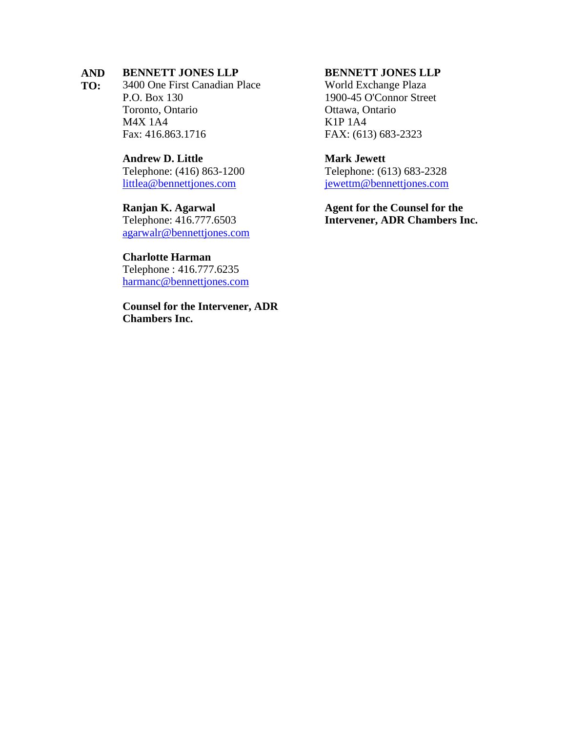**AND TO:**

**BENNETT JONES LLP**
3400 One First Canadian Place
P.O. Box 130
Toronto, Ontario
M4X 1A4
Fax: 416.863.1716

**Andrew D. Little**
Telephone: (416) 863-1200
littlea@bennettjones.com

**Ranjan K. Agarwal**
Telephone: 416.777.6503
agarwalr@bennettjones.com

**Charlotte Harman**
Telephone : 416.777.6235
harmanc@bennettjones.com

**Counsel for the Intervener, ADR Chambers Inc.**

**BENNETT JONES LLP**
World Exchange Plaza
1900-45 O'Connor Street
Ottawa, Ontario
K1P 1A4
FAX: (613) 683-2323

**Mark Jewett**
Telephone: (613) 683-2328
jewettm@bennettjones.com

**Agent for the Counsel for the Intervener, ADR Chambers Inc.**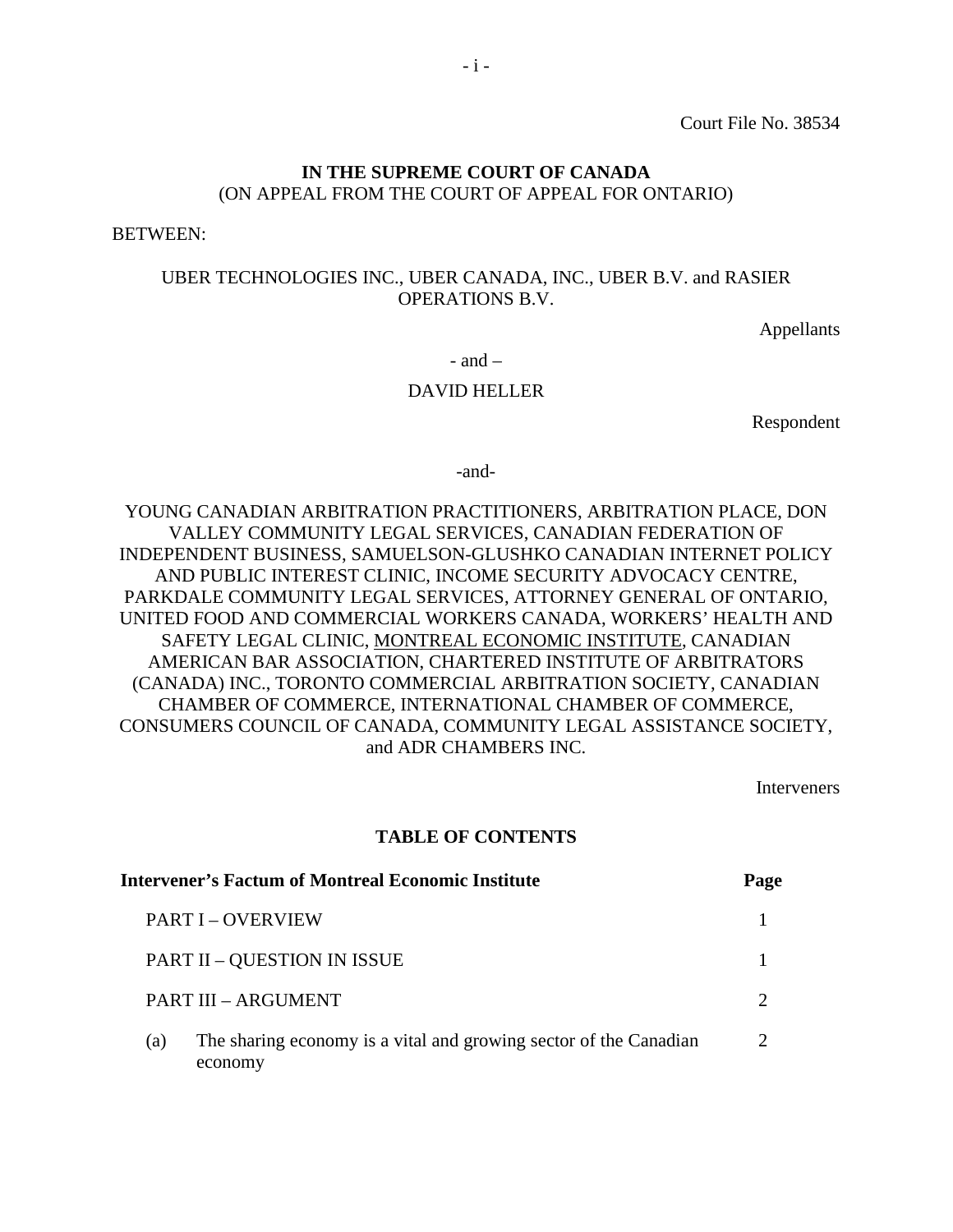Court File No. 38534

**IN THE SUPREME COURT OF CANADA**
(ON APPEAL FROM THE COURT OF APPEAL FOR ONTARIO)

BETWEEN:

UBER TECHNOLOGIES INC., UBER CANADA, INC., UBER B.V. and RASIER OPERATIONS B.V.

Appellants

\- and –

DAVID HELLER

Respondent

-and-

YOUNG CANADIAN ARBITRATION PRACTITIONERS, ARBITRATION PLACE, DON VALLEY COMMUNITY LEGAL SERVICES, CANADIAN FEDERATION OF INDEPENDENT BUSINESS, SAMUELSON-GLUSHKO CANADIAN INTERNET POLICY AND PUBLIC INTEREST CLINIC, INCOME SECURITY ADVOCACY CENTRE, PARKDALE COMMUNITY LEGAL SERVICES, ATTORNEY GENERAL OF ONTARIO, UNITED FOOD AND COMMERCIAL WORKERS CANADA, WORKERS' HEALTH AND SAFETY LEGAL CLINIC, <u>MONTREAL ECONOMIC INSTITUTE</u>, CANADIAN AMERICAN BAR ASSOCIATION, CHARTERED INSTITUTE OF ARBITRATORS (CANADA) INC., TORONTO COMMERCIAL ARBITRATION SOCIETY, CANADIAN CHAMBER OF COMMERCE, INTERNATIONAL CHAMBER OF COMMERCE, CONSUMERS COUNCIL OF CANADA, COMMUNITY LEGAL ASSISTANCE SOCIETY, and ADR CHAMBERS INC.

Interveners

## TABLE OF CONTENTS

| Intervener's Factum of Montreal Economic Institute | Page |
|---|---|
| PART I – OVERVIEW | 1 |
| PART II – QUESTION IN ISSUE | 1 |
| PART III – ARGUMENT | 2 |
| (a) The sharing economy is a vital and growing sector of the Canadian economy | 2 |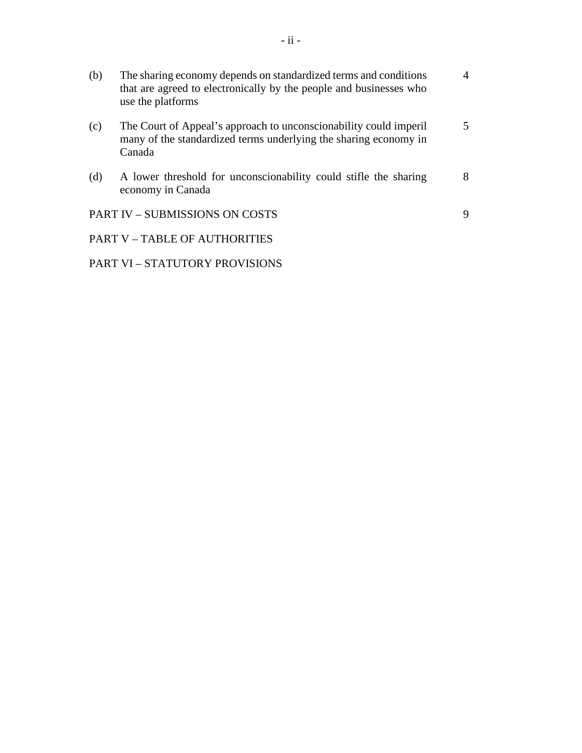| | | |
|---|---|---|
| (b) | The sharing economy depends on standardized terms and conditions that are agreed to electronically by the people and businesses who use the platforms | 4 |
| (c) | The Court of Appeal's approach to unconscionability could imperil many of the standardized terms underlying the sharing economy in Canada | 5 |
| (d) | A lower threshold for unconscionability could stifle the sharing economy in Canada | 8 |

PART IV – SUBMISSIONS ON COSTS 9

PART V – TABLE OF AUTHORITIES

PART VI – STATUTORY PROVISIONS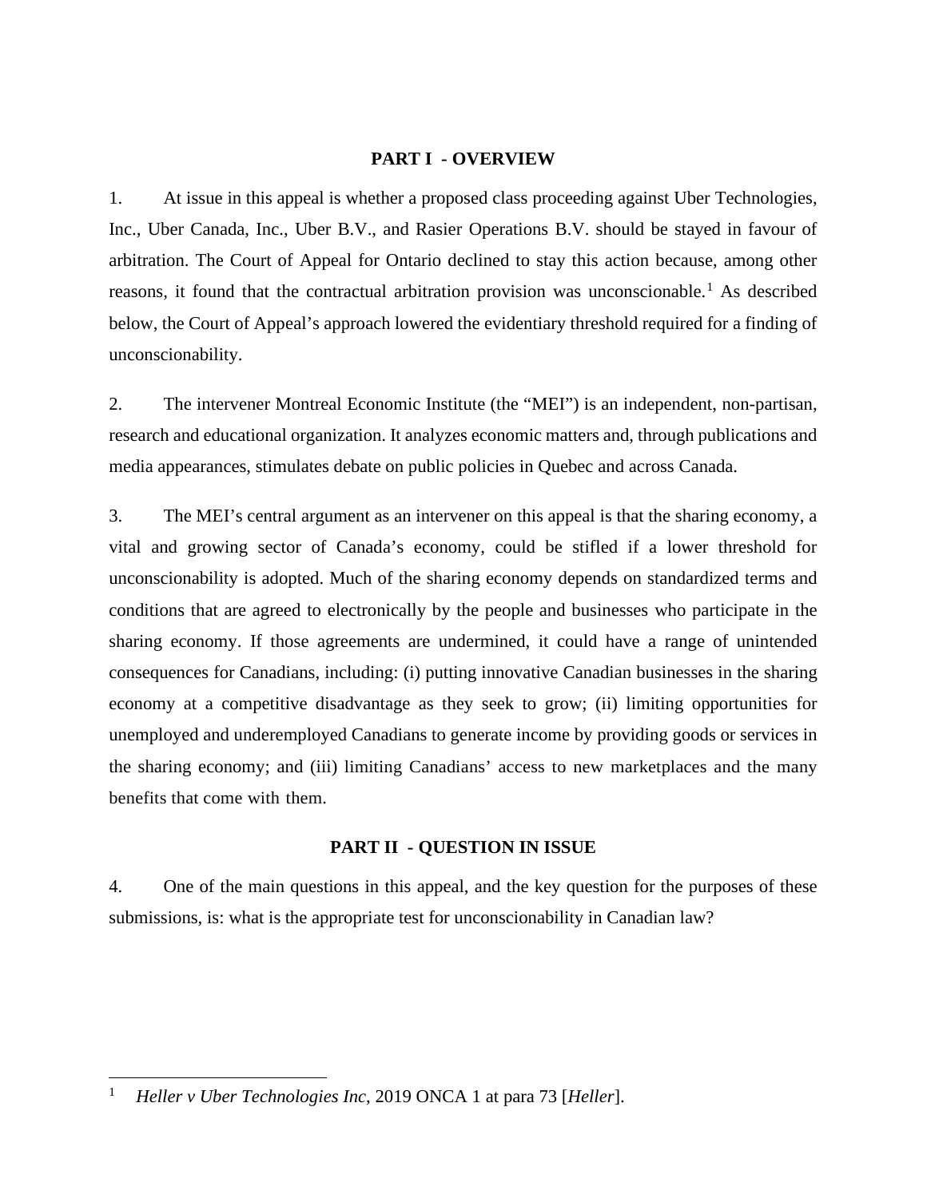## PART I - OVERVIEW

1. At issue in this appeal is whether a proposed class proceeding against Uber Technologies, Inc., Uber Canada, Inc., Uber B.V., and Rasier Operations B.V. should be stayed in favour of arbitration. The Court of Appeal for Ontario declined to stay this action because, among other reasons, it found that the contractual arbitration provision was unconscionable.[1] As described below, the Court of Appeal's approach lowered the evidentiary threshold required for a finding of unconscionability.

2. The intervener Montreal Economic Institute (the "MEI") is an independent, non-partisan, research and educational organization. It analyzes economic matters and, through publications and media appearances, stimulates debate on public policies in Quebec and across Canada.

3. The MEI's central argument as an intervener on this appeal is that the sharing economy, a vital and growing sector of Canada's economy, could be stifled if a lower threshold for unconscionability is adopted. Much of the sharing economy depends on standardized terms and conditions that are agreed to electronically by the people and businesses who participate in the sharing economy. If those agreements are undermined, it could have a range of unintended consequences for Canadians, including: (i) putting innovative Canadian businesses in the sharing economy at a competitive disadvantage as they seek to grow; (ii) limiting opportunities for unemployed and underemployed Canadians to generate income by providing goods or services in the sharing economy; and (iii) limiting Canadians' access to new marketplaces and the many benefits that come with them.

## PART II - QUESTION IN ISSUE

4. One of the main questions in this appeal, and the key question for the purposes of these submissions, is: what is the appropriate test for unconscionability in Canadian law?

---

[1] *Heller v Uber Technologies Inc*, 2019 ONCA 1 at para 73 [*Heller*].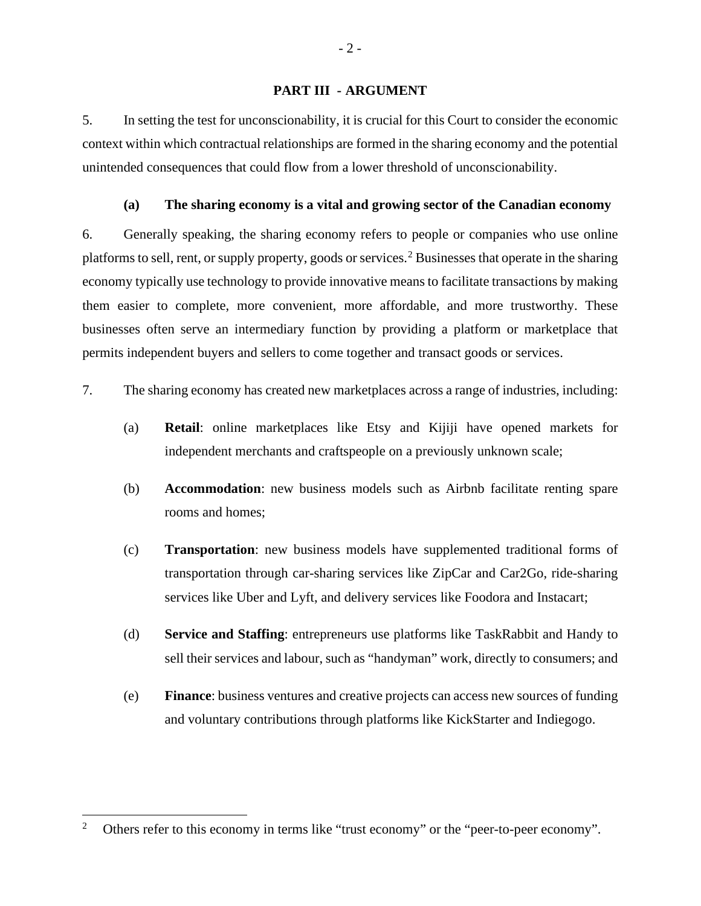## PART III - ARGUMENT

5. In setting the test for unconscionability, it is crucial for this Court to consider the economic context within which contractual relationships are formed in the sharing economy and the potential unintended consequences that could flow from a lower threshold of unconscionability.

### (a) The sharing economy is a vital and growing sector of the Canadian economy

6. Generally speaking, the sharing economy refers to people or companies who use online platforms to sell, rent, or supply property, goods or services.[2] Businesses that operate in the sharing economy typically use technology to provide innovative means to facilitate transactions by making them easier to complete, more convenient, more affordable, and more trustworthy. These businesses often serve an intermediary function by providing a platform or marketplace that permits independent buyers and sellers to come together and transact goods or services.

7. The sharing economy has created new marketplaces across a range of industries, including:

(a) **Retail**: online marketplaces like Etsy and Kijiji have opened markets for independent merchants and craftspeople on a previously unknown scale;

(b) **Accommodation**: new business models such as Airbnb facilitate renting spare rooms and homes;

(c) **Transportation**: new business models have supplemented traditional forms of transportation through car-sharing services like ZipCar and Car2Go, ride-sharing services like Uber and Lyft, and delivery services like Foodora and Instacart;

(d) **Service and Staffing**: entrepreneurs use platforms like TaskRabbit and Handy to sell their services and labour, such as "handyman" work, directly to consumers; and

(e) **Finance**: business ventures and creative projects can access new sources of funding and voluntary contributions through platforms like KickStarter and Indiegogo.

---

[2] Others refer to this economy in terms like "trust economy" or the "peer-to-peer economy".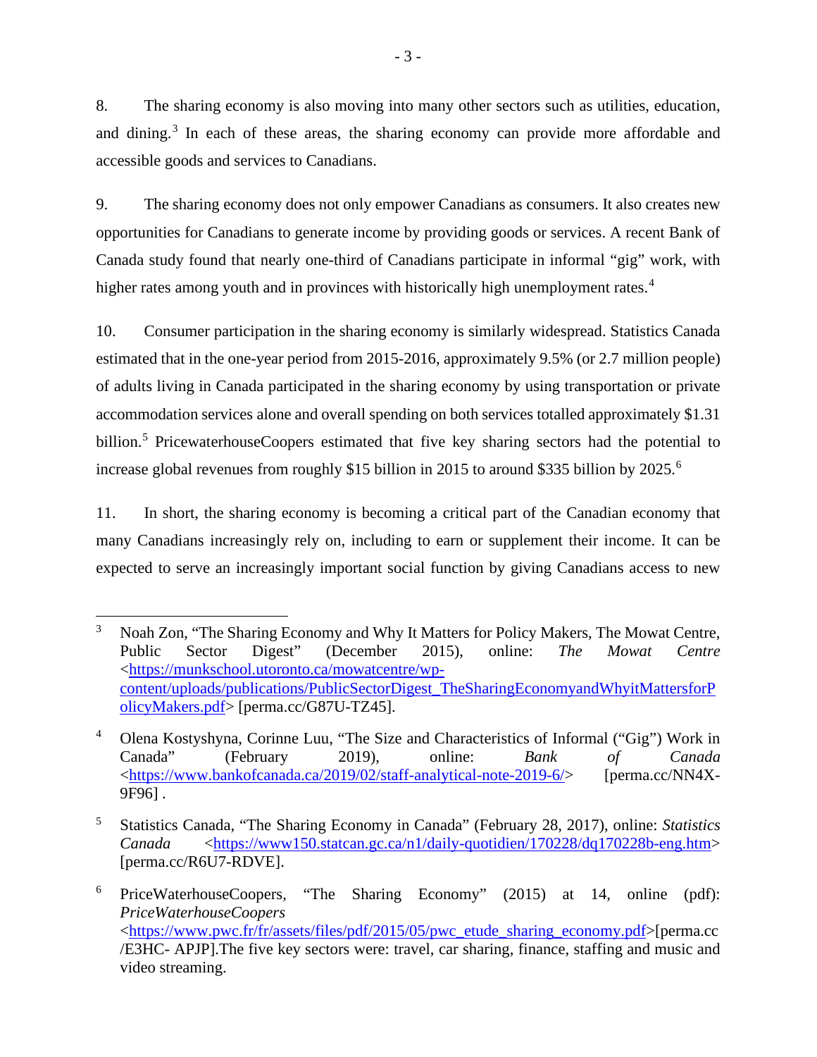8. The sharing economy is also moving into many other sectors such as utilities, education, and dining.[3] In each of these areas, the sharing economy can provide more affordable and accessible goods and services to Canadians.

9. The sharing economy does not only empower Canadians as consumers. It also creates new opportunities for Canadians to generate income by providing goods or services. A recent Bank of Canada study found that nearly one-third of Canadians participate in informal "gig" work, with higher rates among youth and in provinces with historically high unemployment rates.[4]

10. Consumer participation in the sharing economy is similarly widespread. Statistics Canada estimated that in the one-year period from 2015-2016, approximately 9.5% (or 2.7 million people) of adults living in Canada participated in the sharing economy by using transportation or private accommodation services alone and overall spending on both services totalled approximately $1.31 billion.[5] PricewaterhouseCoopers estimated that five key sharing sectors had the potential to increase global revenues from roughly $15 billion in 2015 to around $335 billion by 2025.[6]

11. In short, the sharing economy is becoming a critical part of the Canadian economy that many Canadians increasingly rely on, including to earn or supplement their income. It can be expected to serve an increasingly important social function by giving Canadians access to new

---

[3] Noah Zon, "The Sharing Economy and Why It Matters for Policy Makers, The Mowat Centre, Public Sector Digest" (December 2015), online: *The Mowat Centre* <https://munkschool.utoronto.ca/mowatcentre/wp-content/uploads/publications/PublicSectorDigest_TheSharingEconomyandWhyitMattersforPolicyMakers.pdf> [perma.cc/G87U-TZ45].

[4] Olena Kostyshyna, Corinne Luu, "The Size and Characteristics of Informal ("Gig") Work in Canada" (February 2019), online: *Bank of Canada* <https://www.bankofcanada.ca/2019/02/staff-analytical-note-2019-6/> [perma.cc/NN4X-9F96] .

[5] Statistics Canada, "The Sharing Economy in Canada" (February 28, 2017), online: *Statistics Canada* <https://www150.statcan.gc.ca/n1/daily-quotidien/170228/dq170228b-eng.htm> [perma.cc/R6U7-RDVE].

[6] PriceWaterhouseCoopers, "The Sharing Economy" (2015) at 14, online (pdf): *PriceWaterhouseCoopers* <https://www.pwc.fr/fr/assets/files/pdf/2015/05/pwc_etude_sharing_economy.pdf>[perma.cc/E3HC- APJP].The five key sectors were: travel, car sharing, finance, staffing and music and video streaming.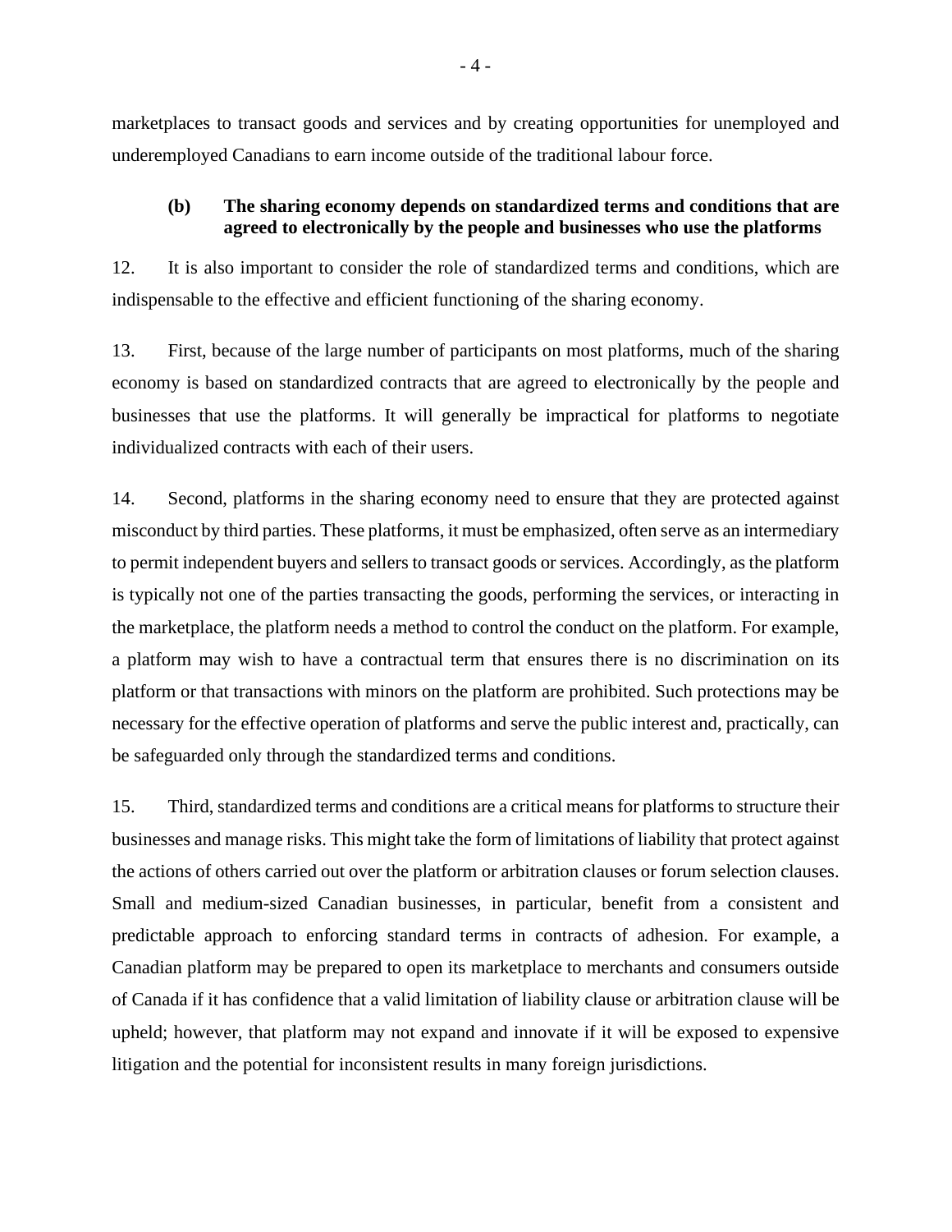marketplaces to transact goods and services and by creating opportunities for unemployed and underemployed Canadians to earn income outside of the traditional labour force.

### (b) The sharing economy depends on standardized terms and conditions that are agreed to electronically by the people and businesses who use the platforms

12. It is also important to consider the role of standardized terms and conditions, which are indispensable to the effective and efficient functioning of the sharing economy.

13. First, because of the large number of participants on most platforms, much of the sharing economy is based on standardized contracts that are agreed to electronically by the people and businesses that use the platforms. It will generally be impractical for platforms to negotiate individualized contracts with each of their users.

14. Second, platforms in the sharing economy need to ensure that they are protected against misconduct by third parties. These platforms, it must be emphasized, often serve as an intermediary to permit independent buyers and sellers to transact goods or services. Accordingly, as the platform is typically not one of the parties transacting the goods, performing the services, or interacting in the marketplace, the platform needs a method to control the conduct on the platform. For example, a platform may wish to have a contractual term that ensures there is no discrimination on its platform or that transactions with minors on the platform are prohibited. Such protections may be necessary for the effective operation of platforms and serve the public interest and, practically, can be safeguarded only through the standardized terms and conditions.

15. Third, standardized terms and conditions are a critical means for platforms to structure their businesses and manage risks. This might take the form of limitations of liability that protect against the actions of others carried out over the platform or arbitration clauses or forum selection clauses. Small and medium-sized Canadian businesses, in particular, benefit from a consistent and predictable approach to enforcing standard terms in contracts of adhesion. For example, a Canadian platform may be prepared to open its marketplace to merchants and consumers outside of Canada if it has confidence that a valid limitation of liability clause or arbitration clause will be upheld; however, that platform may not expand and innovate if it will be exposed to expensive litigation and the potential for inconsistent results in many foreign jurisdictions.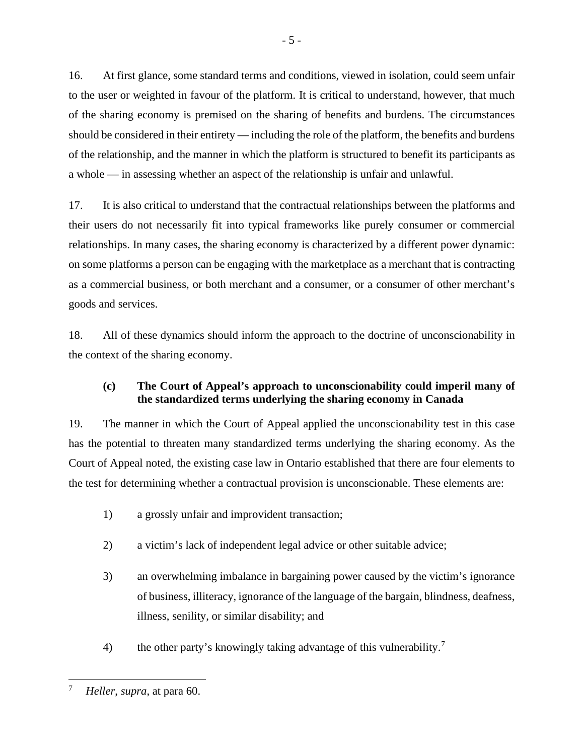16. At first glance, some standard terms and conditions, viewed in isolation, could seem unfair to the user or weighted in favour of the platform. It is critical to understand, however, that much of the sharing economy is premised on the sharing of benefits and burdens. The circumstances should be considered in their entirety — including the role of the platform, the benefits and burdens of the relationship, and the manner in which the platform is structured to benefit its participants as a whole — in assessing whether an aspect of the relationship is unfair and unlawful.

17. It is also critical to understand that the contractual relationships between the platforms and their users do not necessarily fit into typical frameworks like purely consumer or commercial relationships. In many cases, the sharing economy is characterized by a different power dynamic: on some platforms a person can be engaging with the marketplace as a merchant that is contracting as a commercial business, or both merchant and a consumer, or a consumer of other merchant's goods and services.

18. All of these dynamics should inform the approach to the doctrine of unconscionability in the context of the sharing economy.

### (c) The Court of Appeal's approach to unconscionability could imperil many of the standardized terms underlying the sharing economy in Canada

19. The manner in which the Court of Appeal applied the unconscionability test in this case has the potential to threaten many standardized terms underlying the sharing economy. As the Court of Appeal noted, the existing case law in Ontario established that there are four elements to the test for determining whether a contractual provision is unconscionable. These elements are:

1) a grossly unfair and improvident transaction;

2) a victim's lack of independent legal advice or other suitable advice;

3) an overwhelming imbalance in bargaining power caused by the victim's ignorance of business, illiteracy, ignorance of the language of the bargain, blindness, deafness, illness, senility, or similar disability; and

4) the other party's knowingly taking advantage of this vulnerability.[7]

---

[7] *Heller*, *supra*, at para 60.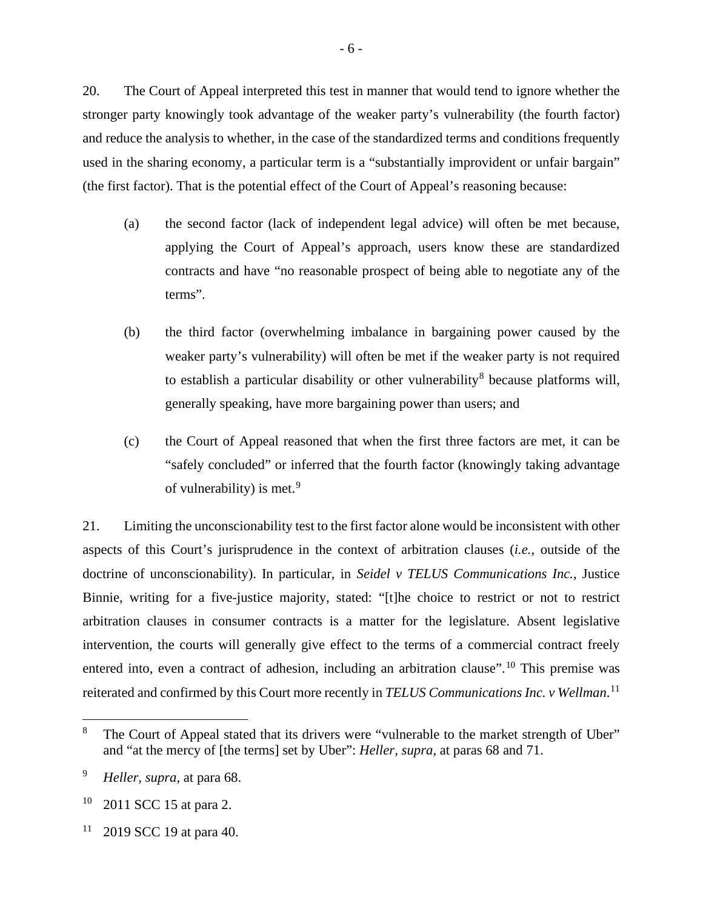20. The Court of Appeal interpreted this test in manner that would tend to ignore whether the stronger party knowingly took advantage of the weaker party's vulnerability (the fourth factor) and reduce the analysis to whether, in the case of the standardized terms and conditions frequently used in the sharing economy, a particular term is a "substantially improvident or unfair bargain" (the first factor). That is the potential effect of the Court of Appeal's reasoning because:

(a) the second factor (lack of independent legal advice) will often be met because, applying the Court of Appeal's approach, users know these are standardized contracts and have "no reasonable prospect of being able to negotiate any of the terms".

(b) the third factor (overwhelming imbalance in bargaining power caused by the weaker party's vulnerability) will often be met if the weaker party is not required to establish a particular disability or other vulnerability[8] because platforms will, generally speaking, have more bargaining power than users; and

(c) the Court of Appeal reasoned that when the first three factors are met, it can be "safely concluded" or inferred that the fourth factor (knowingly taking advantage of vulnerability) is met.[9]

21. Limiting the unconscionability test to the first factor alone would be inconsistent with other aspects of this Court's jurisprudence in the context of arbitration clauses (*i.e.*, outside of the doctrine of unconscionability). In particular, in *Seidel v TELUS Communications Inc.*, Justice Binnie, writing for a five-justice majority, stated: "[t]he choice to restrict or not to restrict arbitration clauses in consumer contracts is a matter for the legislature. Absent legislative intervention, the courts will generally give effect to the terms of a commercial contract freely entered into, even a contract of adhesion, including an arbitration clause".[10] This premise was reiterated and confirmed by this Court more recently in *TELUS Communications Inc. v Wellman*.[11]

---

[8] The Court of Appeal stated that its drivers were "vulnerable to the market strength of Uber" and "at the mercy of [the terms] set by Uber": *Heller*, *supra*, at paras 68 and 71.

[9] *Heller*, *supra*, at para 68.

[10] 2011 SCC 15 at para 2.

[11] 2019 SCC 19 at para 40.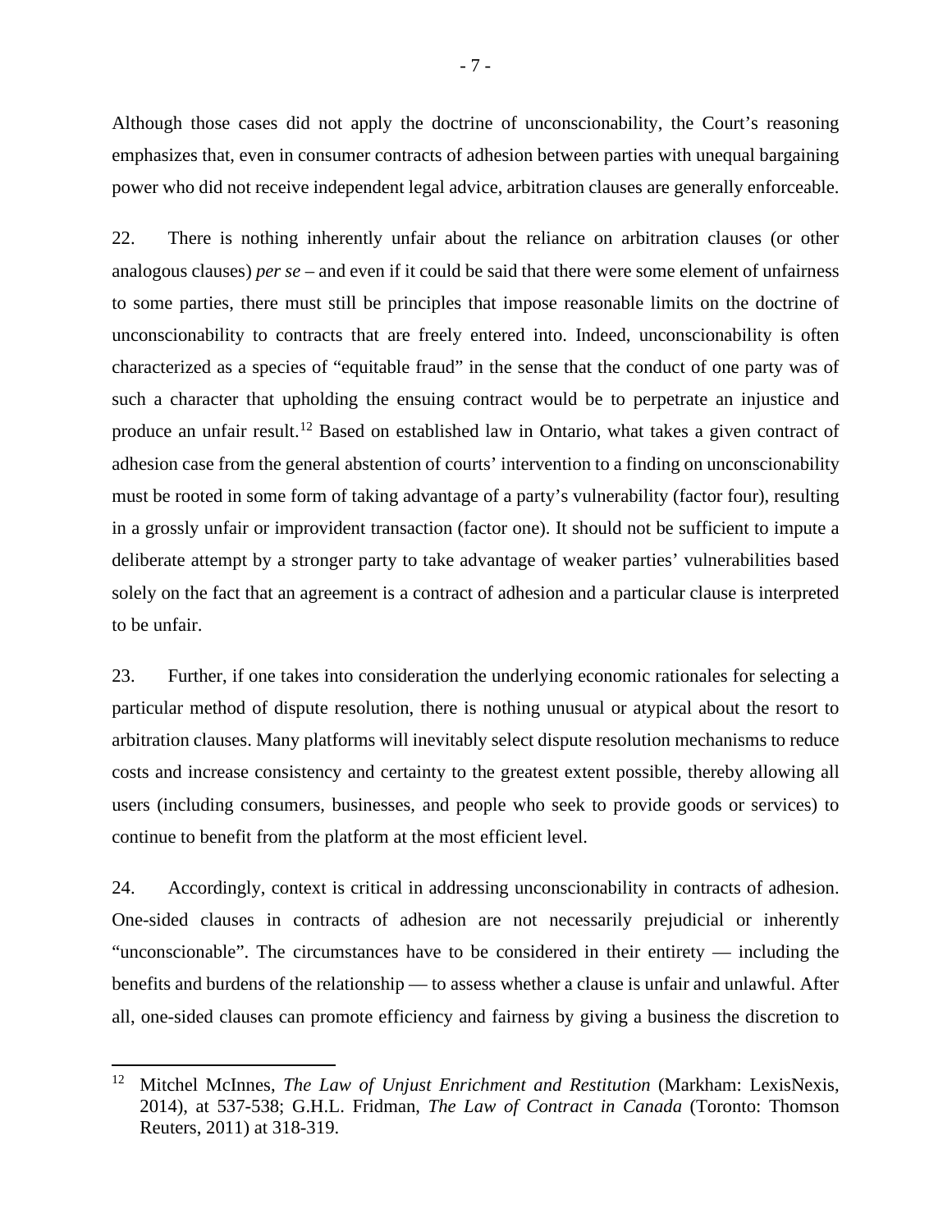Although those cases did not apply the doctrine of unconscionability, the Court's reasoning emphasizes that, even in consumer contracts of adhesion between parties with unequal bargaining power who did not receive independent legal advice, arbitration clauses are generally enforceable.

22. There is nothing inherently unfair about the reliance on arbitration clauses (or other analogous clauses) *per se* – and even if it could be said that there were some element of unfairness to some parties, there must still be principles that impose reasonable limits on the doctrine of unconscionability to contracts that are freely entered into. Indeed, unconscionability is often characterized as a species of "equitable fraud" in the sense that the conduct of one party was of such a character that upholding the ensuing contract would be to perpetrate an injustice and produce an unfair result.[12] Based on established law in Ontario, what takes a given contract of adhesion case from the general abstention of courts' intervention to a finding on unconscionability must be rooted in some form of taking advantage of a party's vulnerability (factor four), resulting in a grossly unfair or improvident transaction (factor one). It should not be sufficient to impute a deliberate attempt by a stronger party to take advantage of weaker parties' vulnerabilities based solely on the fact that an agreement is a contract of adhesion and a particular clause is interpreted to be unfair.

23. Further, if one takes into consideration the underlying economic rationales for selecting a particular method of dispute resolution, there is nothing unusual or atypical about the resort to arbitration clauses. Many platforms will inevitably select dispute resolution mechanisms to reduce costs and increase consistency and certainty to the greatest extent possible, thereby allowing all users (including consumers, businesses, and people who seek to provide goods or services) to continue to benefit from the platform at the most efficient level.

24. Accordingly, context is critical in addressing unconscionability in contracts of adhesion. One-sided clauses in contracts of adhesion are not necessarily prejudicial or inherently "unconscionable". The circumstances have to be considered in their entirety — including the benefits and burdens of the relationship — to assess whether a clause is unfair and unlawful. After all, one-sided clauses can promote efficiency and fairness by giving a business the discretion to

---

[12] Mitchel McInnes, *The Law of Unjust Enrichment and Restitution* (Markham: LexisNexis, 2014), at 537-538; G.H.L. Fridman, *The Law of Contract in Canada* (Toronto: Thomson Reuters, 2011) at 318-319.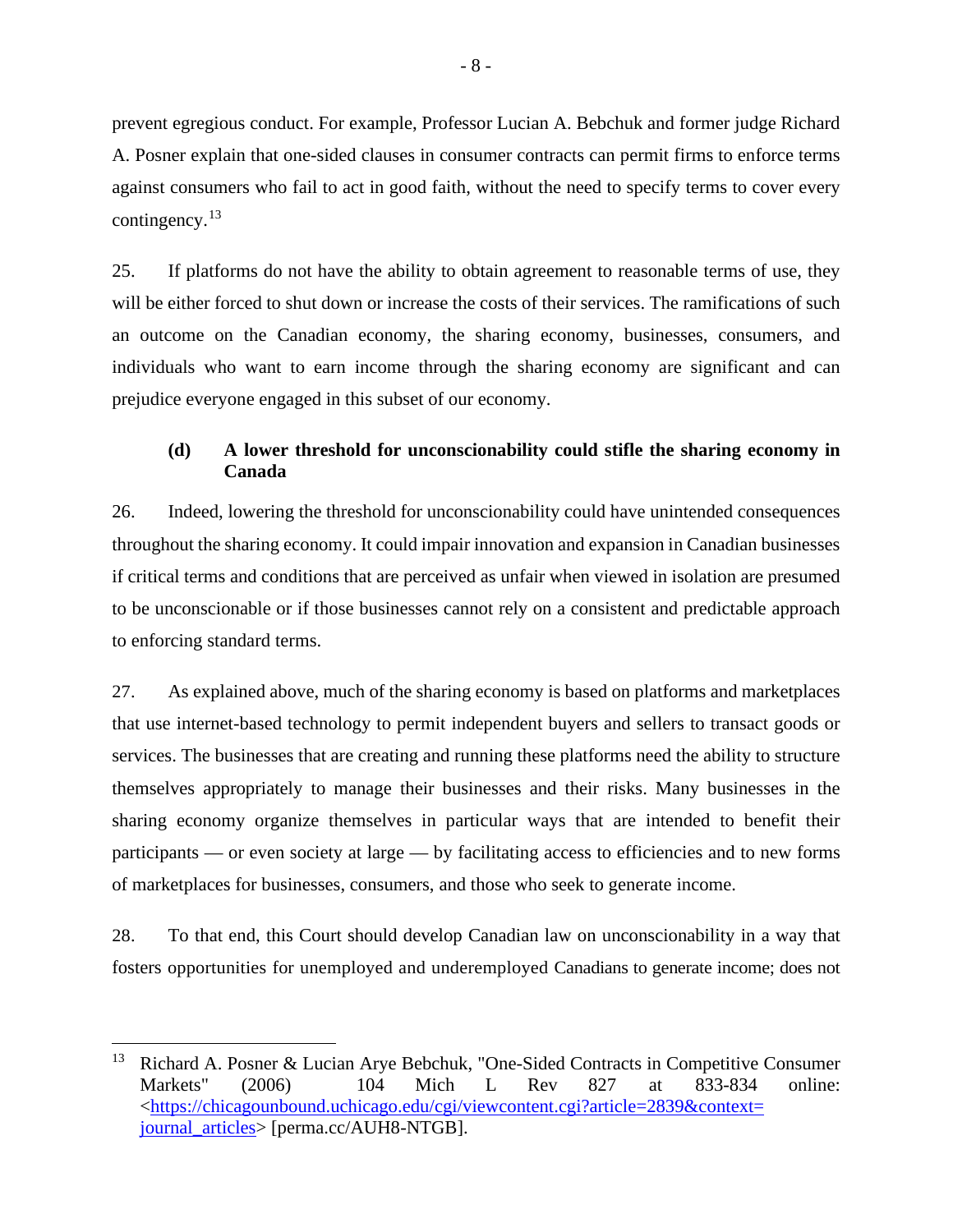prevent egregious conduct. For example, Professor Lucian A. Bebchuk and former judge Richard A. Posner explain that one-sided clauses in consumer contracts can permit firms to enforce terms against consumers who fail to act in good faith, without the need to specify terms to cover every contingency.[13]

25. If platforms do not have the ability to obtain agreement to reasonable terms of use, they will be either forced to shut down or increase the costs of their services. The ramifications of such an outcome on the Canadian economy, the sharing economy, businesses, consumers, and individuals who want to earn income through the sharing economy are significant and can prejudice everyone engaged in this subset of our economy.

### (d) A lower threshold for unconscionability could stifle the sharing economy in Canada

26. Indeed, lowering the threshold for unconscionability could have unintended consequences throughout the sharing economy. It could impair innovation and expansion in Canadian businesses if critical terms and conditions that are perceived as unfair when viewed in isolation are presumed to be unconscionable or if those businesses cannot rely on a consistent and predictable approach to enforcing standard terms.

27. As explained above, much of the sharing economy is based on platforms and marketplaces that use internet-based technology to permit independent buyers and sellers to transact goods or services. The businesses that are creating and running these platforms need the ability to structure themselves appropriately to manage their businesses and their risks. Many businesses in the sharing economy organize themselves in particular ways that are intended to benefit their participants — or even society at large — by facilitating access to efficiencies and to new forms of marketplaces for businesses, consumers, and those who seek to generate income.

28. To that end, this Court should develop Canadian law on unconscionability in a way that fosters opportunities for unemployed and underemployed Canadians to generate income; does not

---

[13] Richard A. Posner & Lucian Arye Bebchuk, "One-Sided Contracts in Competitive Consumer Markets" (2006) 104 Mich L Rev 827 at 833-834 online: <https://chicagounbound.uchicago.edu/cgi/viewcontent.cgi?article=2839&context=journal_articles> [perma.cc/AUH8-NTGB].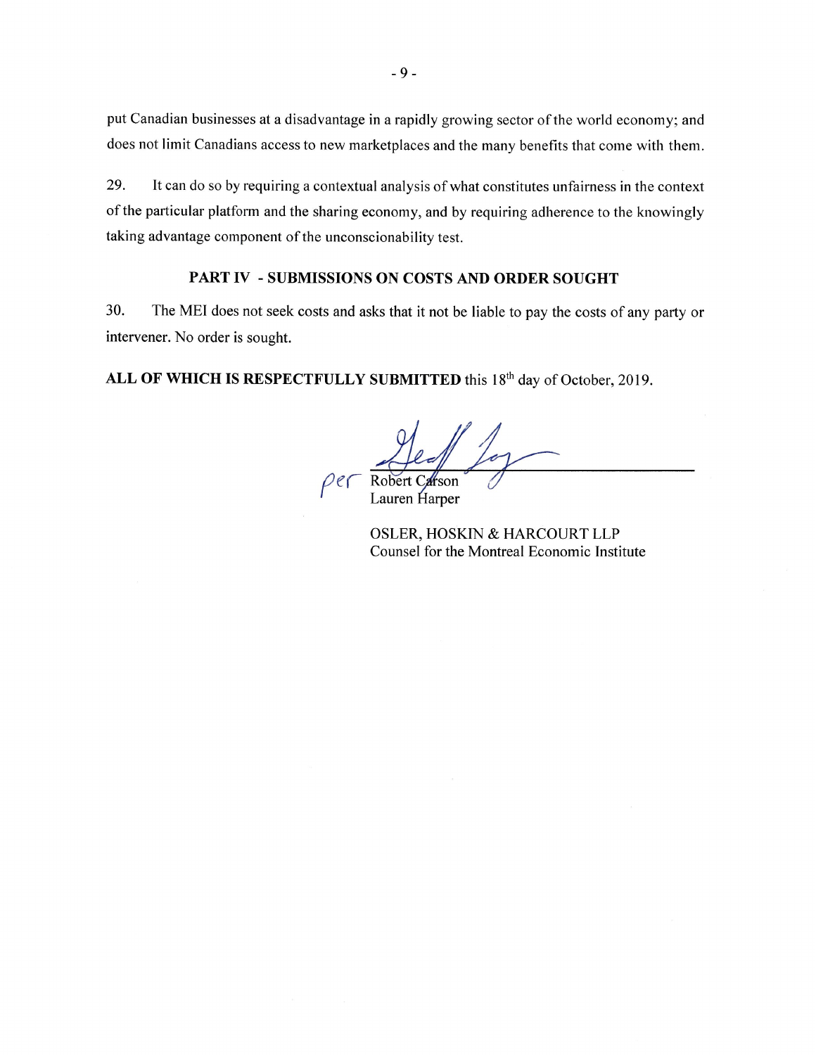put Canadian businesses at a disadvantage in a rapidly growing sector of the world economy; and does not limit Canadians access to new marketplaces and the many benefits that come with them.

29. It can do so by requiring a contextual analysis of what constitutes unfairness in the context of the particular platform and the sharing economy, and by requiring adherence to the knowingly taking advantage component of the unconscionability test.

## PART IV - SUBMISSIONS ON COSTS AND ORDER SOUGHT

30. The MEI does not seek costs and asks that it not be liable to pay the costs of any party or intervener. No order is sought.

**ALL OF WHICH IS RESPECTFULLY SUBMITTED** this 18th day of October, 2019.

per Robert Carson
Lauren Harper

OSLER, HOSKIN & HARCOURT LLP
Counsel for the Montreal Economic Institute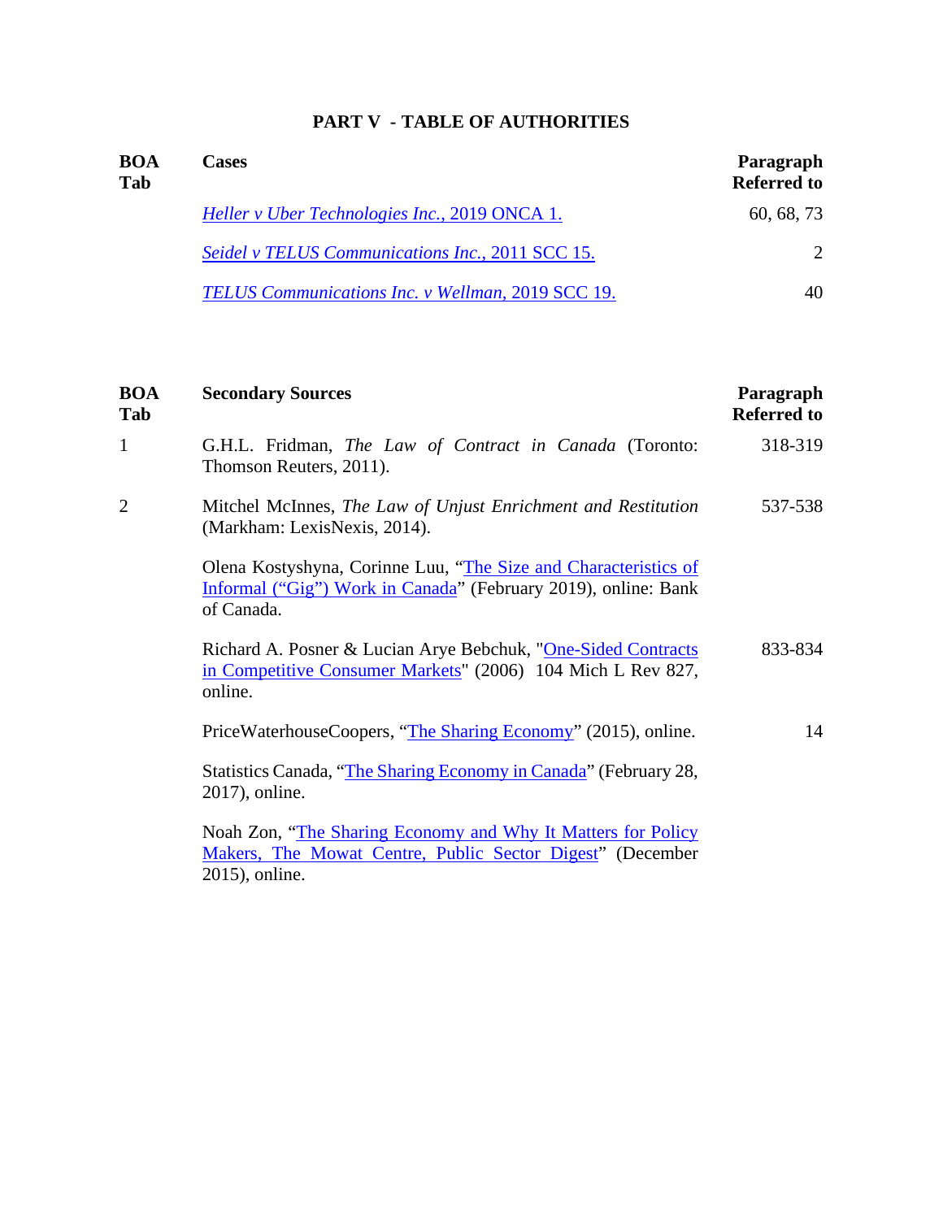# PART V - TABLE OF AUTHORITIES

| BOA Tab | Cases | Paragraph Referred to |
|---|---|---|
| | *Heller v Uber Technologies Inc.*, 2019 ONCA 1. | 60, 68, 73 |
| | *Seidel v TELUS Communications Inc.*, 2011 SCC 15. | 2 |
| | *TELUS Communications Inc. v Wellman*, 2019 SCC 19. | 40 |

| BOA Tab | Secondary Sources | Paragraph Referred to |
|---|---|---|
| 1 | G.H.L. Fridman, *The Law of Contract in Canada* (Toronto: Thomson Reuters, 2011). | 318-319 |
| 2 | Mitchel McInnes, *The Law of Unjust Enrichment and Restitution* (Markham: LexisNexis, 2014). | 537-538 |
| | Olena Kostyshyna, Corinne Luu, "The Size and Characteristics of Informal ("Gig") Work in Canada" (February 2019), online: Bank of Canada. | |
| | Richard A. Posner & Lucian Arye Bebchuk, "One-Sided Contracts in Competitive Consumer Markets" (2006) 104 Mich L Rev 827, online. | 833-834 |
| | PriceWaterhouseCoopers, "The Sharing Economy" (2015), online. | 14 |
| | Statistics Canada, "The Sharing Economy in Canada" (February 28, 2017), online. | |
| | Noah Zon, "The Sharing Economy and Why It Matters for Policy Makers, The Mowat Centre, Public Sector Digest" (December 2015), online. | |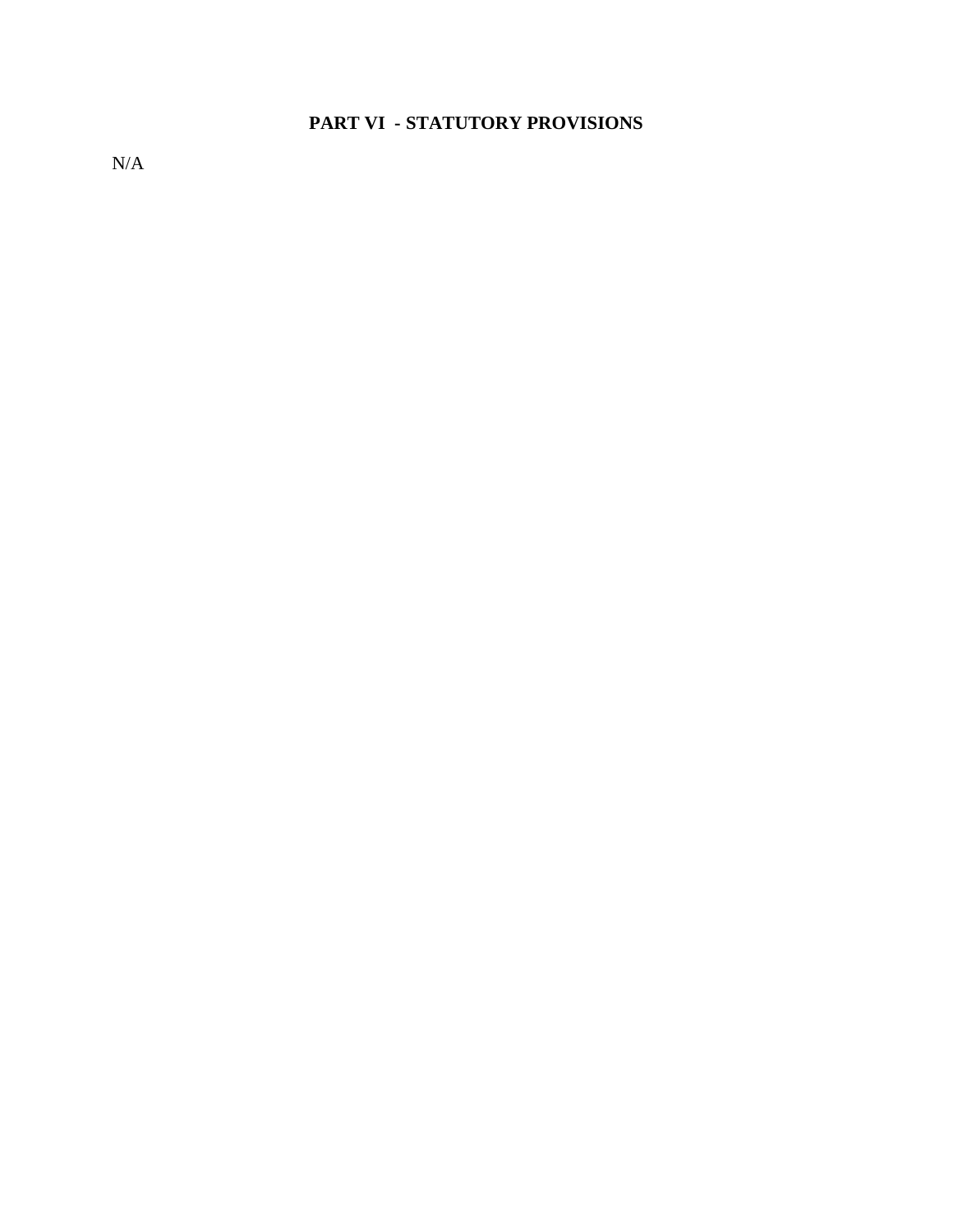# PART VI - STATUTORY PROVISIONS

N/A